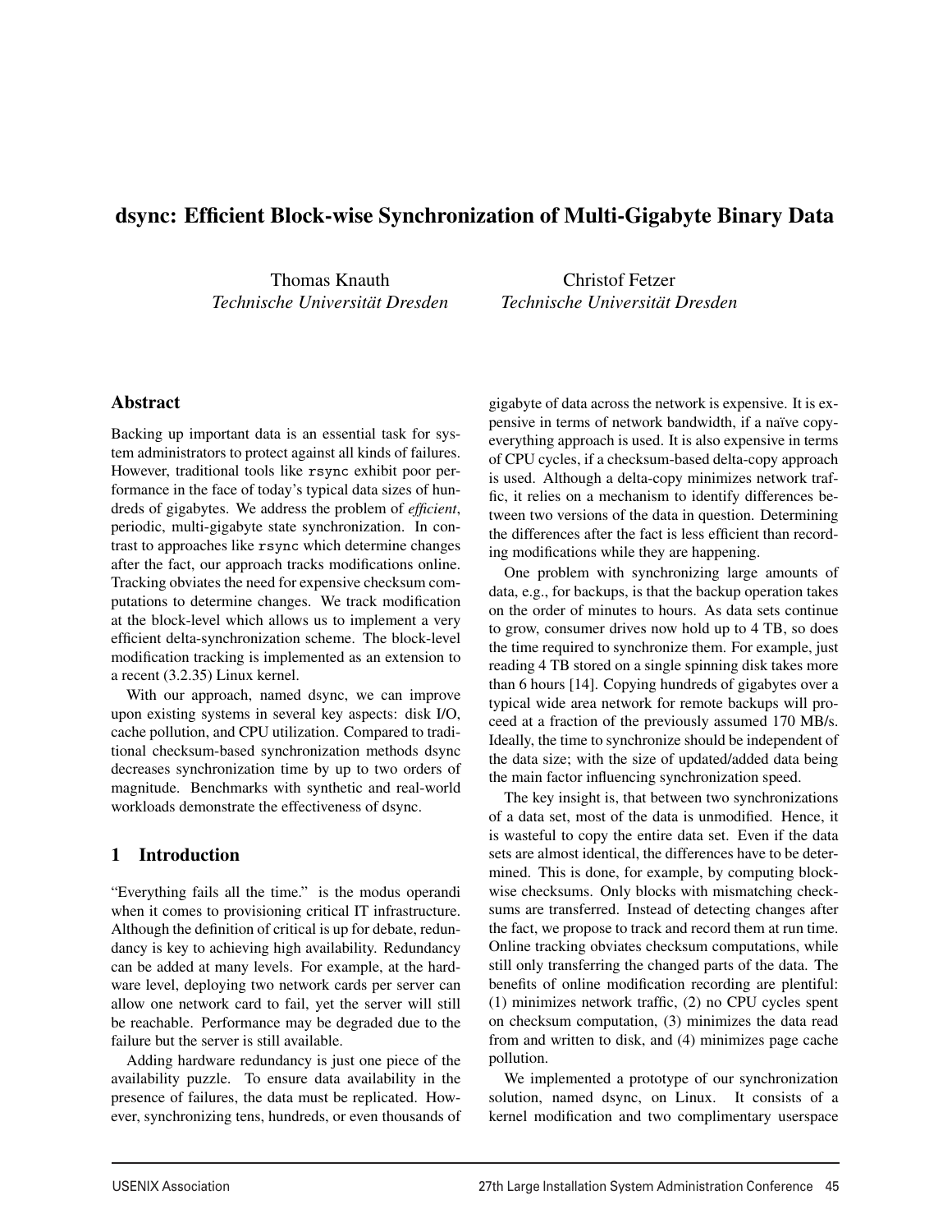# dsync: Efficient Block-wise Synchronization of Multi-Gigabyte Binary Data

Thomas Knauth
*Technische Universität Dresden*

Christof Fetzer
*Technische Universität Dresden*

## Abstract

Backing up important data is an essential task for system administrators to protect against all kinds of failures. However, traditional tools like `rsync` exhibit poor performance in the face of today's typical data sizes of hundreds of gigabytes. We address the problem of *efficient*, periodic, multi-gigabyte state synchronization. In contrast to approaches like `rsync` which determine changes after the fact, our approach tracks modifications online. Tracking obviates the need for expensive checksum computations to determine changes. We track modification at the block-level which allows us to implement a very efficient delta-synchronization scheme. The block-level modification tracking is implemented as an extension to a recent (3.2.35) Linux kernel.

With our approach, named dsync, we can improve upon existing systems in several key aspects: disk I/O, cache pollution, and CPU utilization. Compared to traditional checksum-based synchronization methods dsync decreases synchronization time by up to two orders of magnitude. Benchmarks with synthetic and real-world workloads demonstrate the effectiveness of dsync.

## 1 Introduction

"Everything fails all the time." is the modus operandi when it comes to provisioning critical IT infrastructure. Although the definition of critical is up for debate, redundancy is key to achieving high availability. Redundancy can be added at many levels. For example, at the hardware level, deploying two network cards per server can allow one network card to fail, yet the server will still be reachable. Performance may be degraded due to the failure but the server is still available.

Adding hardware redundancy is just one piece of the availability puzzle. To ensure data availability in the presence of failures, the data must be replicated. However, synchronizing tens, hundreds, or even thousands of gigabyte of data across the network is expensive. It is expensive in terms of network bandwidth, if a naïve copy-everything approach is used. It is also expensive in terms of CPU cycles, if a checksum-based delta-copy approach is used. Although a delta-copy minimizes network traffic, it relies on a mechanism to identify differences between two versions of the data in question. Determining the differences after the fact is less efficient than recording modifications while they are happening.

One problem with synchronizing large amounts of data, e.g., for backups, is that the backup operation takes on the order of minutes to hours. As data sets continue to grow, consumer drives now hold up to 4 TB, so does the time required to synchronize them. For example, just reading 4 TB stored on a single spinning disk takes more than 6 hours [14]. Copying hundreds of gigabytes over a typical wide area network for remote backups will proceed at a fraction of the previously assumed 170 MB/s. Ideally, the time to synchronize should be independent of the data size; with the size of updated/added data being the main factor influencing synchronization speed.

The key insight is, that between two synchronizations of a data set, most of the data is unmodified. Hence, it is wasteful to copy the entire data set. Even if the data sets are almost identical, the differences have to be determined. This is done, for example, by computing block-wise checksums. Only blocks with mismatching checksums are transferred. Instead of detecting changes after the fact, we propose to track and record them at run time. Online tracking obviates checksum computations, while still only transferring the changed parts of the data. The benefits of online modification recording are plentiful: (1) minimizes network traffic, (2) no CPU cycles spent on checksum computation, (3) minimizes the data read from and written to disk, and (4) minimizes page cache pollution.

We implemented a prototype of our synchronization solution, named dsync, on Linux. It consists of a kernel modification and two complimentary userspace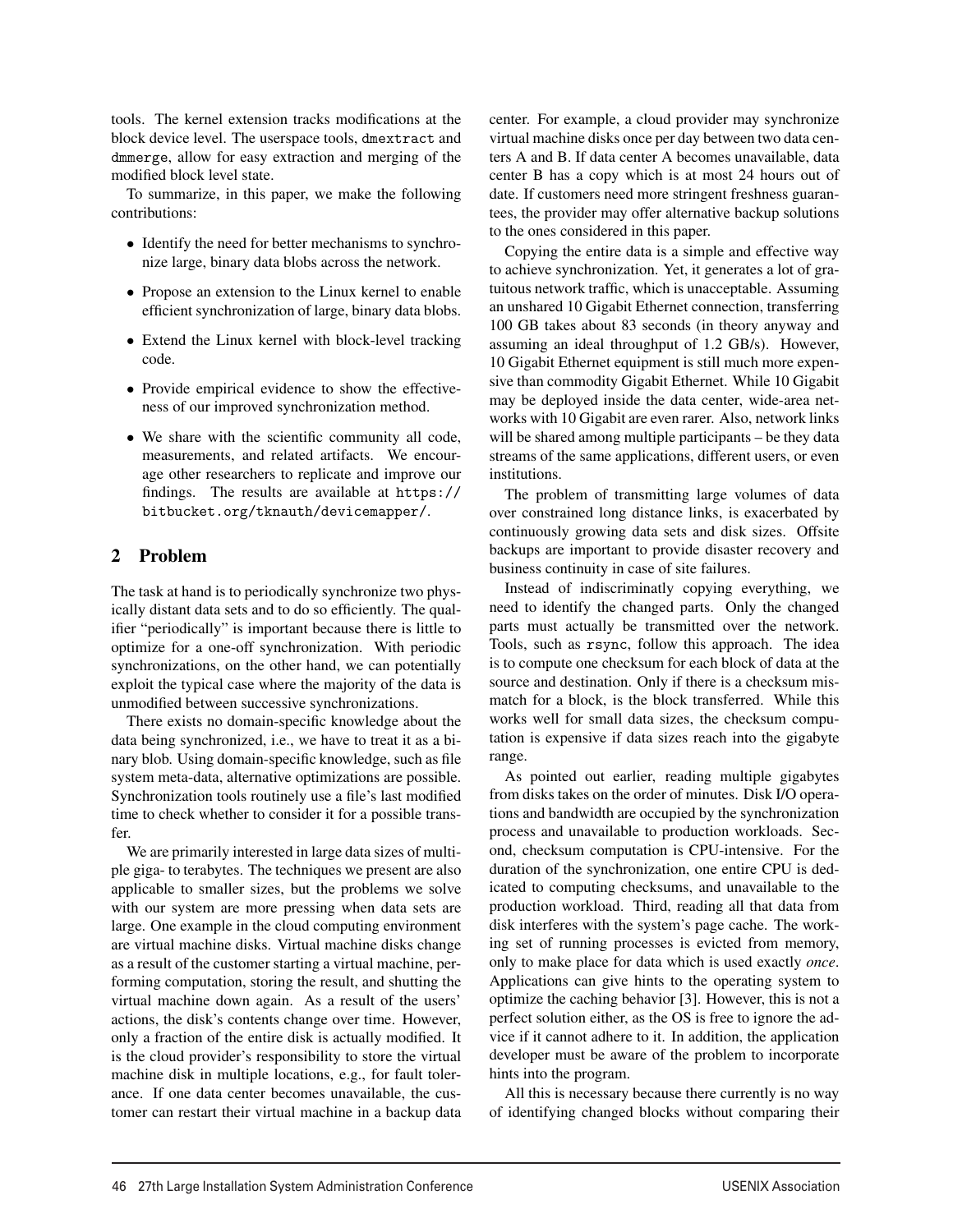tools. The kernel extension tracks modifications at the block device level. The userspace tools, `dmextract` and `dmmerge`, allow for easy extraction and merging of the modified block level state.

To summarize, in this paper, we make the following contributions:

- Identify the need for better mechanisms to synchronize large, binary data blobs across the network.
- Propose an extension to the Linux kernel to enable efficient synchronization of large, binary data blobs.
- Extend the Linux kernel with block-level tracking code.
- Provide empirical evidence to show the effectiveness of our improved synchronization method.
- We share with the scientific community all code, measurements, and related artifacts. We encourage other researchers to replicate and improve our findings. The results are available at `https://bitbucket.org/tknauth/devicemapper/`.

## 2 Problem

The task at hand is to periodically synchronize two physically distant data sets and to do so efficiently. The qualifier "periodically" is important because there is little to optimize for a one-off synchronization. With periodic synchronizations, on the other hand, we can potentially exploit the typical case where the majority of the data is unmodified between successive synchronizations.

There exists no domain-specific knowledge about the data being synchronized, i.e., we have to treat it as a binary blob. Using domain-specific knowledge, such as file system meta-data, alternative optimizations are possible. Synchronization tools routinely use a file's last modified time to check whether to consider it for a possible transfer.

We are primarily interested in large data sizes of multiple giga- to terabytes. The techniques we present are also applicable to smaller sizes, but the problems we solve with our system are more pressing when data sets are large. One example in the cloud computing environment are virtual machine disks. Virtual machine disks change as a result of the customer starting a virtual machine, performing computation, storing the result, and shutting the virtual machine down again. As a result of the users' actions, the disk's contents change over time. However, only a fraction of the entire disk is actually modified. It is the cloud provider's responsibility to store the virtual machine disk in multiple locations, e.g., for fault tolerance. If one data center becomes unavailable, the customer can restart their virtual machine in a backup data center. For example, a cloud provider may synchronize virtual machine disks once per day between two data centers A and B. If data center A becomes unavailable, data center B has a copy which is at most 24 hours out of date. If customers need more stringent freshness guarantees, the provider may offer alternative backup solutions to the ones considered in this paper.

Copying the entire data is a simple and effective way to achieve synchronization. Yet, it generates a lot of gratuitous network traffic, which is unacceptable. Assuming an unshared 10 Gigabit Ethernet connection, transferring 100 GB takes about 83 seconds (in theory anyway and assuming an ideal throughput of 1.2 GB/s). However, 10 Gigabit Ethernet equipment is still much more expensive than commodity Gigabit Ethernet. While 10 Gigabit may be deployed inside the data center, wide-area networks with 10 Gigabit are even rarer. Also, network links will be shared among multiple participants – be they data streams of the same applications, different users, or even institutions.

The problem of transmitting large volumes of data over constrained long distance links, is exacerbated by continuously growing data sets and disk sizes. Offsite backups are important to provide disaster recovery and business continuity in case of site failures.

Instead of indiscriminatly copying everything, we need to identify the changed parts. Only the changed parts must actually be transmitted over the network. Tools, such as `rsync`, follow this approach. The idea is to compute one checksum for each block of data at the source and destination. Only if there is a checksum mismatch for a block, is the block transferred. While this works well for small data sizes, the checksum computation is expensive if data sizes reach into the gigabyte range.

As pointed out earlier, reading multiple gigabytes from disks takes on the order of minutes. Disk I/O operations and bandwidth are occupied by the synchronization process and unavailable to production workloads. Second, checksum computation is CPU-intensive. For the duration of the synchronization, one entire CPU is dedicated to computing checksums, and unavailable to the production workload. Third, reading all that data from disk interferes with the system's page cache. The working set of running processes is evicted from memory, only to make place for data which is used exactly *once*. Applications can give hints to the operating system to optimize the caching behavior [3]. However, this is not a perfect solution either, as the OS is free to ignore the advice if it cannot adhere to it. In addition, the application developer must be aware of the problem to incorporate hints into the program.

All this is necessary because there currently is no way of identifying changed blocks without comparing their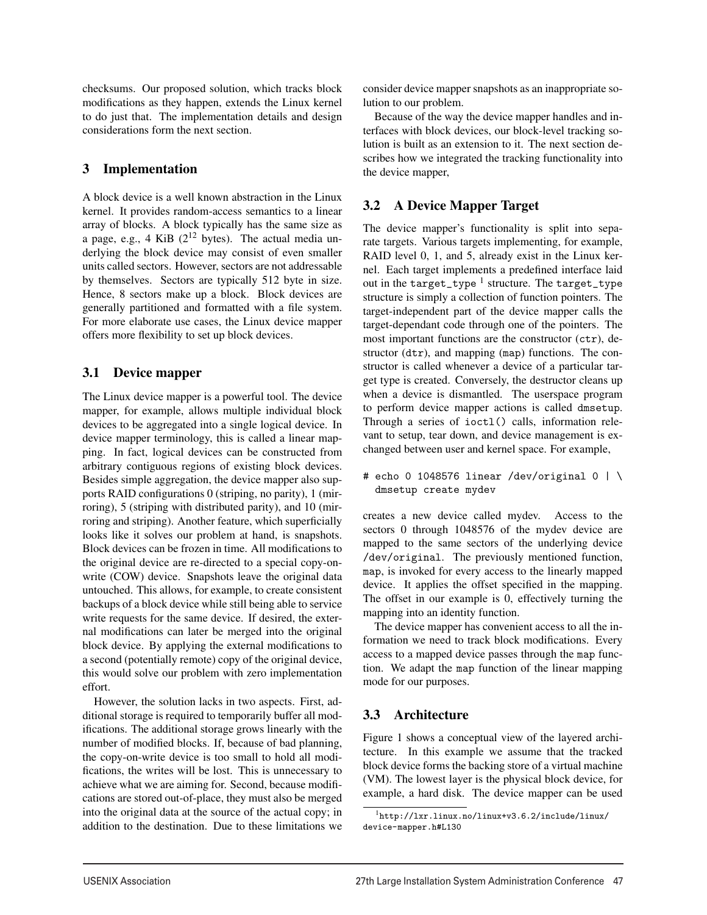checksums. Our proposed solution, which tracks block modifications as they happen, extends the Linux kernel to do just that. The implementation details and design considerations form the next section.

## 3 Implementation

A block device is a well known abstraction in the Linux kernel. It provides random-access semantics to a linear array of blocks. A block typically has the same size as a page, e.g., 4 KiB ($2^{12}$ bytes). The actual media underlying the block device may consist of even smaller units called sectors. However, sectors are not addressable by themselves. Sectors are typically 512 byte in size. Hence, 8 sectors make up a block. Block devices are generally partitioned and formatted with a file system. For more elaborate use cases, the Linux device mapper offers more flexibility to set up block devices.

### 3.1 Device mapper

The Linux device mapper is a powerful tool. The device mapper, for example, allows multiple individual block devices to be aggregated into a single logical device. In device mapper terminology, this is called a linear mapping. In fact, logical devices can be constructed from arbitrary contiguous regions of existing block devices. Besides simple aggregation, the device mapper also supports RAID configurations 0 (striping, no parity), 1 (mirroring), 5 (striping with distributed parity), and 10 (mirroring and striping). Another feature, which superficially looks like it solves our problem at hand, is snapshots. Block devices can be frozen in time. All modifications to the original device are re-directed to a special copy-on-write (COW) device. Snapshots leave the original data untouched. This allows, for example, to create consistent backups of a block device while still being able to service write requests for the same device. If desired, the external modifications can later be merged into the original block device. By applying the external modifications to a second (potentially remote) copy of the original device, this would solve our problem with zero implementation effort.

However, the solution lacks in two aspects. First, additional storage is required to temporarily buffer all modifications. The additional storage grows linearly with the number of modified blocks. If, because of bad planning, the copy-on-write device is too small to hold all modifications, the writes will be lost. This is unnecessary to achieve what we are aiming for. Second, because modifications are stored out-of-place, they must also be merged into the original data at the source of the actual copy; in addition to the destination. Due to these limitations we consider device mapper snapshots as an inappropriate solution to our problem.

Because of the way the device mapper handles and interfaces with block devices, our block-level tracking solution is built as an extension to it. The next section describes how we integrated the tracking functionality into the device mapper,

### 3.2 A Device Mapper Target

The device mapper's functionality is split into separate targets. Various targets implementing, for example, RAID level 0, 1, and 5, already exist in the Linux kernel. Each target implements a predefined interface laid out in the `target_type` [1] structure. The `target_type` structure is simply a collection of function pointers. The target-independent part of the device mapper calls the target-dependant code through one of the pointers. The most important functions are the constructor (`ctr`), destructor (`dtr`), and mapping (`map`) functions. The constructor is called whenever a device of a particular target type is created. Conversely, the destructor cleans up when a device is dismantled. The userspace program to perform device mapper actions is called `dmsetup`. Through a series of `ioctl()` calls, information relevant to setup, tear down, and device management is exchanged between user and kernel space. For example,

```
# echo 0 1048576 linear /dev/original 0 | \
  dmsetup create mydev
```

creates a new device called mydev. Access to the sectors 0 through 1048576 of the mydev device are mapped to the same sectors of the underlying device `/dev/original`. The previously mentioned function, `map`, is invoked for every access to the linearly mapped device. It applies the offset specified in the mapping. The offset in our example is 0, effectively turning the mapping into an identity function.

The device mapper has convenient access to all the information we need to track block modifications. Every access to a mapped device passes through the `map` function. We adapt the `map` function of the linear mapping mode for our purposes.

### 3.3 Architecture

Figure 1 shows a conceptual view of the layered architecture. In this example we assume that the tracked block device forms the backing store of a virtual machine (VM). The lowest layer is the physical block device, for example, a hard disk. The device mapper can be used

[1] `http://lxr.linux.no/linux+v3.6.2/include/linux/device-mapper.h#L130`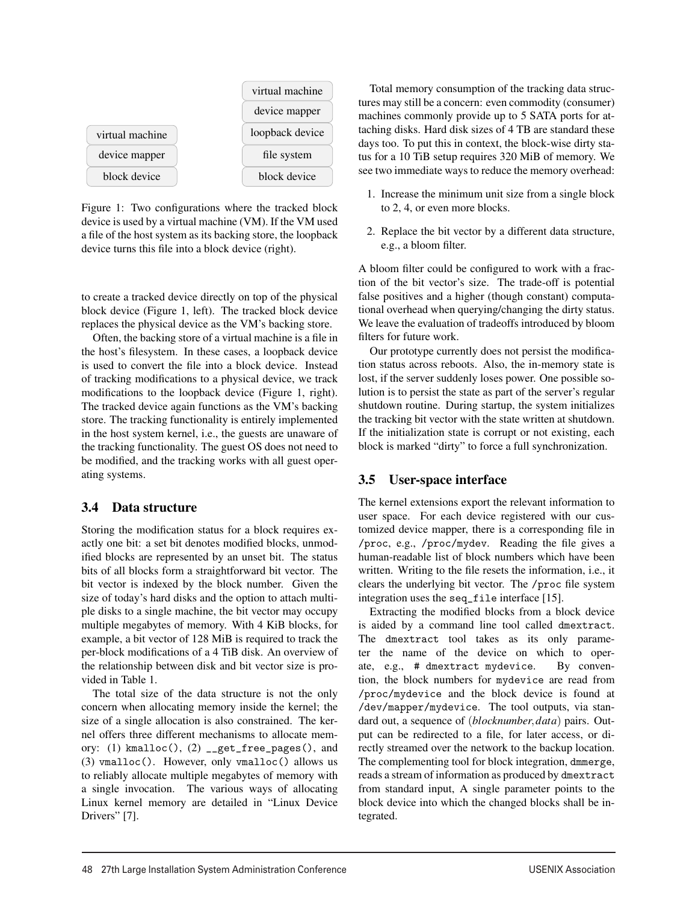| virtual machine | virtual machine |
|---|---|
| device mapper | device mapper |
| block device | loopback device |
| | file system |
| | block device |

Figure 1: Two configurations where the tracked block device is used by a virtual machine (VM). If the VM used a file of the host system as its backing store, the loopback device turns this file into a block device (right).

to create a tracked device directly on top of the physical block device (Figure 1, left). The tracked block device replaces the physical device as the VM's backing store.

Often, the backing store of a virtual machine is a file in the host's filesystem. In these cases, a loopback device is used to convert the file into a block device. Instead of tracking modifications to a physical device, we track modifications to the loopback device (Figure 1, right). The tracked device again functions as the VM's backing store. The tracking functionality is entirely implemented in the host system kernel, i.e., the guests are unaware of the tracking functionality. The guest OS does not need to be modified, and the tracking works with all guest operating systems.

### 3.4 Data structure

Storing the modification status for a block requires exactly one bit: a set bit denotes modified blocks, unmodified blocks are represented by an unset bit. The status bits of all blocks form a straightforward bit vector. The bit vector is indexed by the block number. Given the size of today's hard disks and the option to attach multiple disks to a single machine, the bit vector may occupy multiple megabytes of memory. With 4 KiB blocks, for example, a bit vector of 128 MiB is required to track the per-block modifications of a 4 TiB disk. An overview of the relationship between disk and bit vector size is provided in Table 1.

The total size of the data structure is not the only concern when allocating memory inside the kernel; the size of a single allocation is also constrained. The kernel offers three different mechanisms to allocate memory: (1) `kmalloc()`, (2) `__get_free_pages()`, and (3) `vmalloc()`. However, only `vmalloc()` allows us to reliably allocate multiple megabytes of memory with a single invocation. The various ways of allocating Linux kernel memory are detailed in "Linux Device Drivers" [7].

Total memory consumption of the tracking data structures may still be a concern: even commodity (consumer) machines commonly provide up to 5 SATA ports for attaching disks. Hard disk sizes of 4 TB are standard these days too. To put this in context, the block-wise dirty status for a 10 TiB setup requires 320 MiB of memory. We see two immediate ways to reduce the memory overhead:

1. Increase the minimum unit size from a single block to 2, 4, or even more blocks.
2. Replace the bit vector by a different data structure, e.g., a bloom filter.

A bloom filter could be configured to work with a fraction of the bit vector's size. The trade-off is potential false positives and a higher (though constant) computational overhead when querying/changing the dirty status. We leave the evaluation of tradeoffs introduced by bloom filters for future work.

Our prototype currently does not persist the modification status across reboots. Also, the in-memory state is lost, if the server suddenly loses power. One possible solution is to persist the state as part of the server's regular shutdown routine. During startup, the system initializes the tracking bit vector with the state written at shutdown. If the initialization state is corrupt or not existing, each block is marked "dirty" to force a full synchronization.

### 3.5 User-space interface

The kernel extensions export the relevant information to user space. For each device registered with our customized device mapper, there is a corresponding file in `/proc`, e.g., `/proc/mydev`. Reading the file gives a human-readable list of block numbers which have been written. Writing to the file resets the information, i.e., it clears the underlying bit vector. The `/proc` file system integration uses the `seq_file` interface [15].

Extracting the modified blocks from a block device is aided by a command line tool called `dmextract`. The `dmextract` tool takes as its only parameter the name of the device on which to operate, e.g., `# dmextract mydevice`. By convention, the block numbers for `mydevice` are read from `/proc/mydevice` and the block device is found at `/dev/mapper/mydevice`. The tool outputs, via standard out, a sequence of (*blocknumber*, *data*) pairs. Output can be redirected to a file, for later access, or directly streamed over the network to the backup location. The complementing tool for block integration, `dmmerge`, reads a stream of information as produced by `dmextract` from standard input, A single parameter points to the block device into which the changed blocks shall be integrated.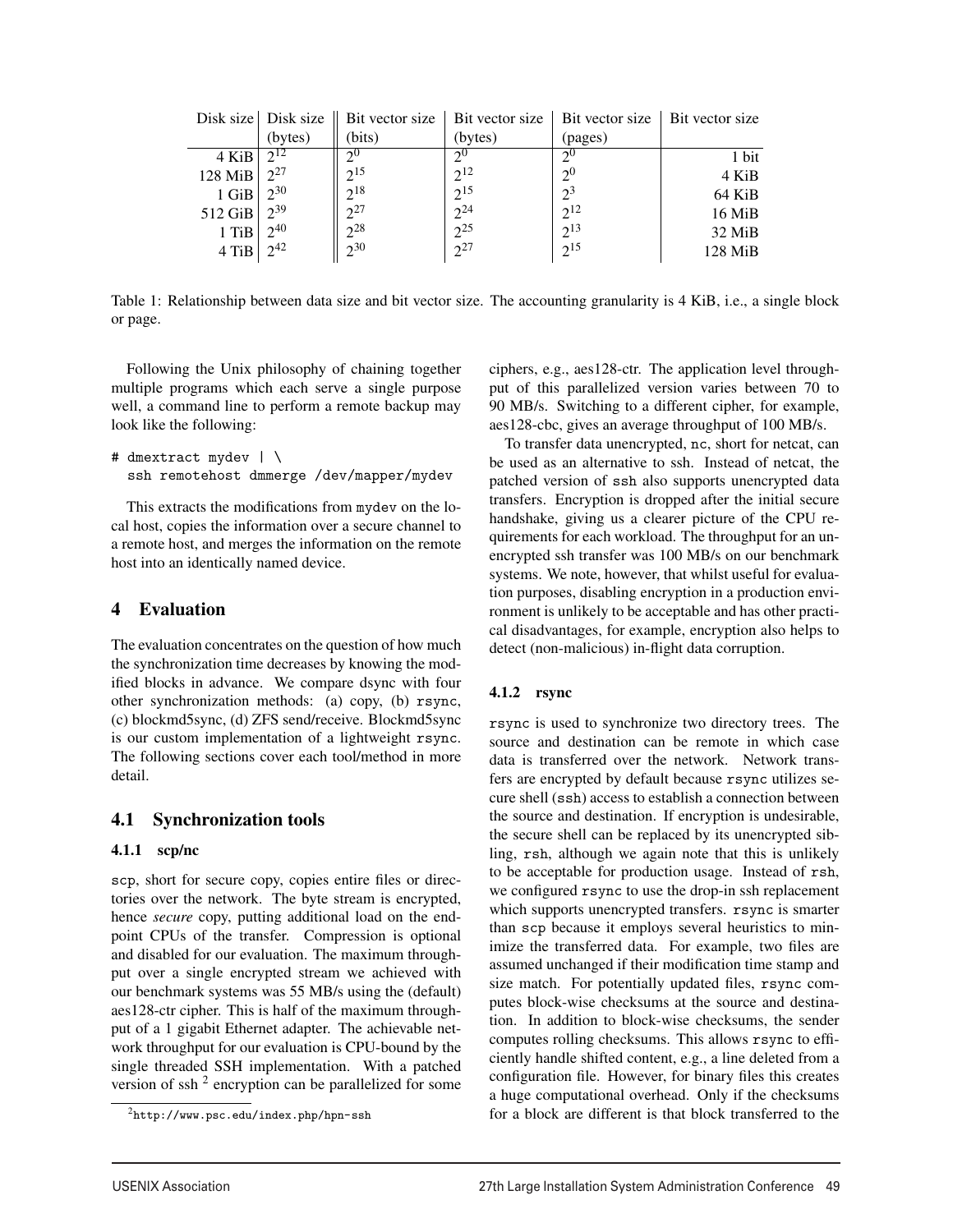| Disk size | Disk size (bytes) | Bit vector size (bits) | Bit vector size (bytes) | Bit vector size (pages) | Bit vector size |
|---|---|---|---|---|---|
| 4 KiB | $2^{12}$ | $2^{0}$ | $2^{0}$ | $2^{0}$ | 1 bit |
| 128 MiB | $2^{27}$ | $2^{15}$ | $2^{12}$ | $2^{0}$ | 4 KiB |
| 1 GiB | $2^{30}$ | $2^{18}$ | $2^{15}$ | $2^{3}$ | 64 KiB |
| 512 GiB | $2^{39}$ | $2^{27}$ | $2^{24}$ | $2^{12}$ | 16 MiB |
| 1 TiB | $2^{40}$ | $2^{28}$ | $2^{25}$ | $2^{13}$ | 32 MiB |
| 4 TiB | $2^{42}$ | $2^{30}$ | $2^{27}$ | $2^{15}$ | 128 MiB |

Table 1: Relationship between data size and bit vector size. The accounting granularity is 4 KiB, i.e., a single block or page.

Following the Unix philosophy of chaining together multiple programs which each serve a single purpose well, a command line to perform a remote backup may look like the following:

```
# dmextract mydev | \
  ssh remotehost dmmerge /dev/mapper/mydev
```

This extracts the modifications from mydev on the local host, copies the information over a secure channel to a remote host, and merges the information on the remote host into an identically named device.

## 4 Evaluation

The evaluation concentrates on the question of how much the synchronization time decreases by knowing the modified blocks in advance. We compare dsync with four other synchronization methods: (a) copy, (b) rsync, (c) blockmd5sync, (d) ZFS send/receive. Blockmd5sync is our custom implementation of a lightweight rsync. The following sections cover each tool/method in more detail.

### 4.1 Synchronization tools

#### 4.1.1 scp/nc

scp, short for secure copy, copies entire files or directories over the network. The byte stream is encrypted, hence *secure* copy, putting additional load on the endpoint CPUs of the transfer. Compression is optional and disabled for our evaluation. The maximum throughput over a single encrypted stream we achieved with our benchmark systems was 55 MB/s using the (default) aes128-ctr cipher. This is half of the maximum throughput of a 1 gigabit Ethernet adapter. The achievable network throughput for our evaluation is CPU-bound by the single threaded SSH implementation. With a patched version of ssh [2] encryption can be parallelized for some ciphers, e.g., aes128-ctr. The application level throughput of this parallelized version varies between 70 to 90 MB/s. Switching to a different cipher, for example, aes128-cbc, gives an average throughput of 100 MB/s.

To transfer data unencrypted, nc, short for netcat, can be used as an alternative to ssh. Instead of netcat, the patched version of ssh also supports unencrypted data transfers. Encryption is dropped after the initial secure handshake, giving us a clearer picture of the CPU requirements for each workload. The throughput for an unencrypted ssh transfer was 100 MB/s on our benchmark systems. We note, however, that whilst useful for evaluation purposes, disabling encryption in a production environment is unlikely to be acceptable and has other practical disadvantages, for example, encryption also helps to detect (non-malicious) in-flight data corruption.

#### 4.1.2 rsync

rsync is used to synchronize two directory trees. The source and destination can be remote in which case data is transferred over the network. Network transfers are encrypted by default because rsync utilizes secure shell (ssh) access to establish a connection between the source and destination. If encryption is undesirable, the secure shell can be replaced by its unencrypted sibling, rsh, although we again note that this is unlikely to be acceptable for production usage. Instead of rsh, we configured rsync to use the drop-in ssh replacement which supports unencrypted transfers. rsync is smarter than scp because it employs several heuristics to minimize the transferred data. For example, two files are assumed unchanged if their modification time stamp and size match. For potentially updated files, rsync computes block-wise checksums at the source and destination. In addition to block-wise checksums, the sender computes rolling checksums. This allows rsync to efficiently handle shifted content, e.g., a line deleted from a configuration file. However, for binary files this creates a huge computational overhead. Only if the checksums for a block are different is that block transferred to the

[2] http://www.psc.edu/index.php/hpn-ssh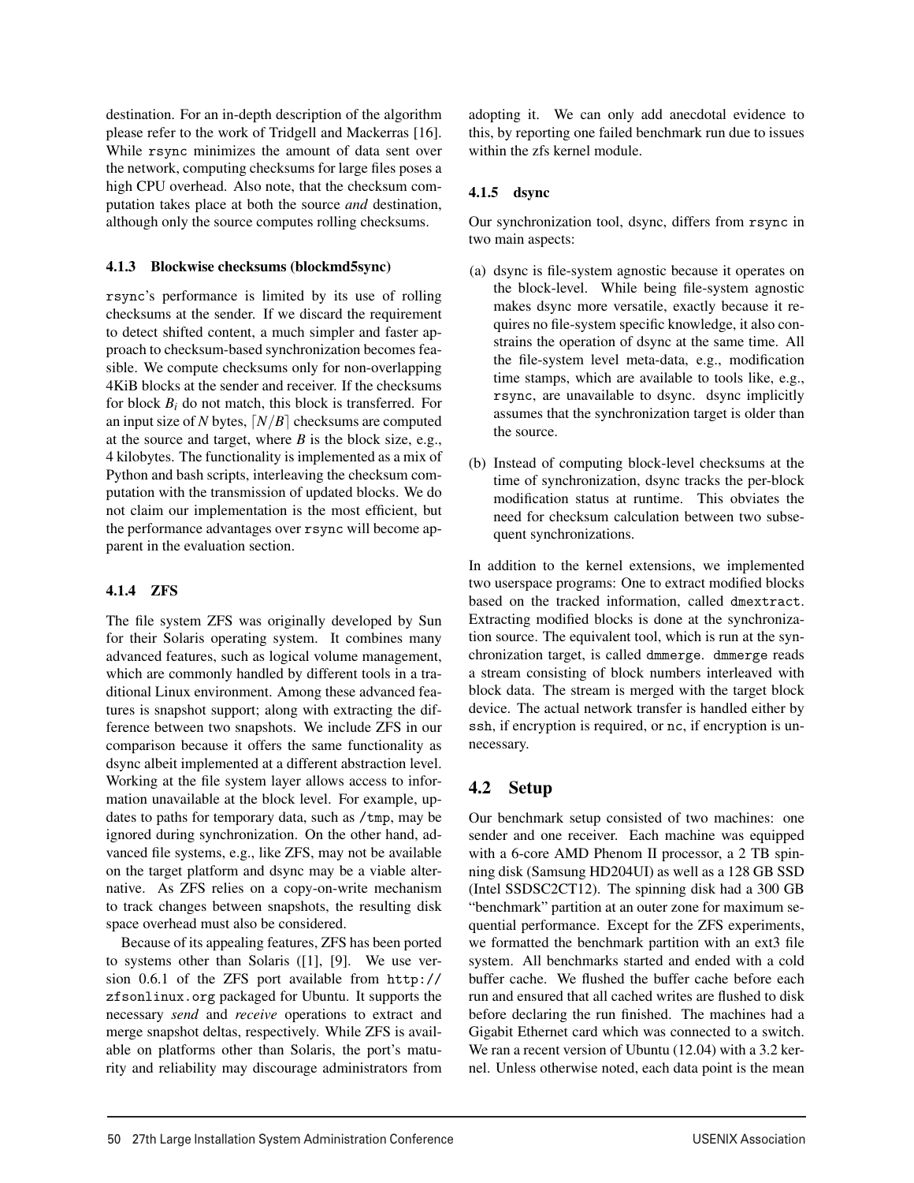destination. For an in-depth description of the algorithm please refer to the work of Tridgell and Mackerras [16]. While rsync minimizes the amount of data sent over the network, computing checksums for large files poses a high CPU overhead. Also note, that the checksum computation takes place at both the source *and* destination, although only the source computes rolling checksums.

#### 4.1.3 Blockwise checksums (blockmd5sync)

rsync's performance is limited by its use of rolling checksums at the sender. If we discard the requirement to detect shifted content, a much simpler and faster approach to checksum-based synchronization becomes feasible. We compute checksums only for non-overlapping 4KiB blocks at the sender and receiver. If the checksums for block $B_i$ do not match, this block is transferred. For an input size of $N$ bytes, $\lceil N/B \rceil$ checksums are computed at the source and target, where $B$ is the block size, e.g., 4 kilobytes. The functionality is implemented as a mix of Python and bash scripts, interleaving the checksum computation with the transmission of updated blocks. We do not claim our implementation is the most efficient, but the performance advantages over rsync will become apparent in the evaluation section.

#### 4.1.4 ZFS

The file system ZFS was originally developed by Sun for their Solaris operating system. It combines many advanced features, such as logical volume management, which are commonly handled by different tools in a traditional Linux environment. Among these advanced features is snapshot support; along with extracting the difference between two snapshots. We include ZFS in our comparison because it offers the same functionality as dsync albeit implemented at a different abstraction level. Working at the file system layer allows access to information unavailable at the block level. For example, updates to paths for temporary data, such as /tmp, may be ignored during synchronization. On the other hand, advanced file systems, e.g., like ZFS, may not be available on the target platform and dsync may be a viable alternative. As ZFS relies on a copy-on-write mechanism to track changes between snapshots, the resulting disk space overhead must also be considered.

Because of its appealing features, ZFS has been ported to systems other than Solaris ([1], [9]. We use version 0.6.1 of the ZFS port available from http://zfsonlinux.org packaged for Ubuntu. It supports the necessary *send* and *receive* operations to extract and merge snapshot deltas, respectively. While ZFS is available on platforms other than Solaris, the port's maturity and reliability may discourage administrators from adopting it. We can only add anecdotal evidence to this, by reporting one failed benchmark run due to issues within the zfs kernel module.

#### 4.1.5 dsync

Our synchronization tool, dsync, differs from rsync in two main aspects:

(a) dsync is file-system agnostic because it operates on the block-level. While being file-system agnostic makes dsync more versatile, exactly because it requires no file-system specific knowledge, it also constrains the operation of dsync at the same time. All the file-system level meta-data, e.g., modification time stamps, which are available to tools like, e.g., rsync, are unavailable to dsync. dsync implicitly assumes that the synchronization target is older than the source.

(b) Instead of computing block-level checksums at the time of synchronization, dsync tracks the per-block modification status at runtime. This obviates the need for checksum calculation between two subsequent synchronizations.

In addition to the kernel extensions, we implemented two userspace programs: One to extract modified blocks based on the tracked information, called dmextract. Extracting modified blocks is done at the synchronization source. The equivalent tool, which is run at the synchronization target, is called dmmerge. dmmerge reads a stream consisting of block numbers interleaved with block data. The stream is merged with the target block device. The actual network transfer is handled either by ssh, if encryption is required, or nc, if encryption is unnecessary.

## 4.2 Setup

Our benchmark setup consisted of two machines: one sender and one receiver. Each machine was equipped with a 6-core AMD Phenom II processor, a 2 TB spinning disk (Samsung HD204UI) as well as a 128 GB SSD (Intel SSDSC2CT12). The spinning disk had a 300 GB "benchmark" partition at an outer zone for maximum sequential performance. Except for the ZFS experiments, we formatted the benchmark partition with an ext3 file system. All benchmarks started and ended with a cold buffer cache. We flushed the buffer cache before each run and ensured that all cached writes are flushed to disk before declaring the run finished. The machines had a Gigabit Ethernet card which was connected to a switch. We ran a recent version of Ubuntu (12.04) with a 3.2 kernel. Unless otherwise noted, each data point is the mean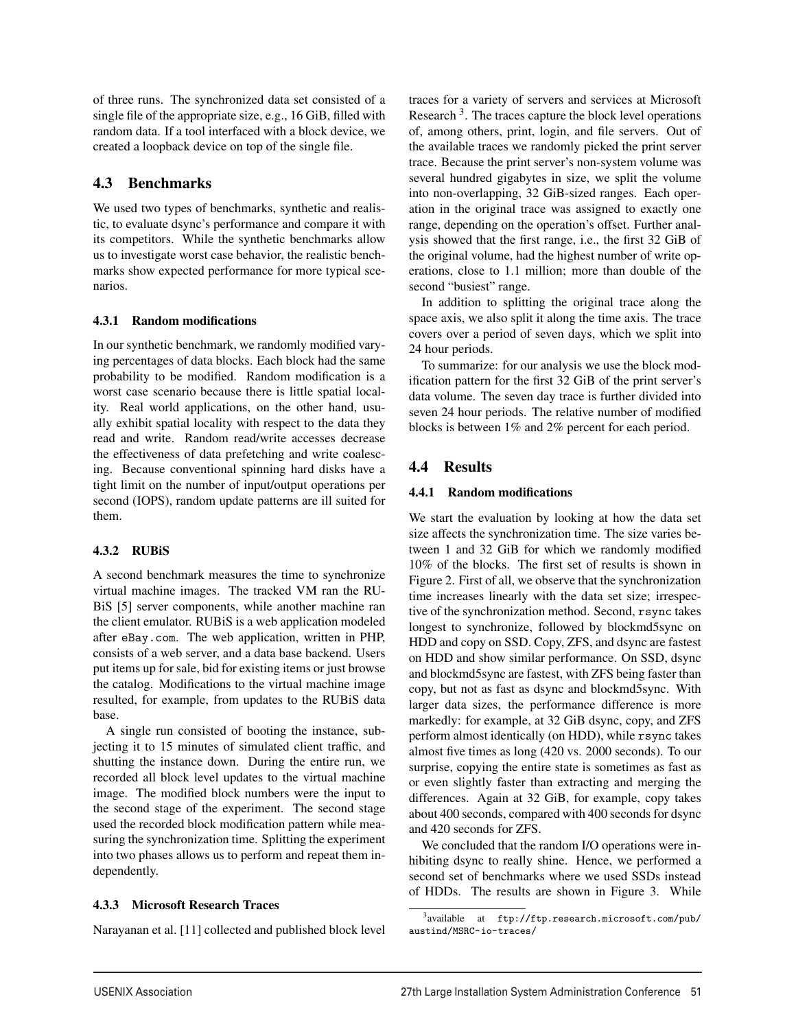of three runs. The synchronized data set consisted of a single file of the appropriate size, e.g., 16 GiB, filled with random data. If a tool interfaced with a block device, we created a loopback device on top of the single file.

## 4.3 Benchmarks

We used two types of benchmarks, synthetic and realistic, to evaluate dsync's performance and compare it with its competitors. While the synthetic benchmarks allow us to investigate worst case behavior, the realistic benchmarks show expected performance for more typical scenarios.

### 4.3.1 Random modifications

In our synthetic benchmark, we randomly modified varying percentages of data blocks. Each block had the same probability to be modified. Random modification is a worst case scenario because there is little spatial locality. Real world applications, on the other hand, usually exhibit spatial locality with respect to the data they read and write. Random read/write accesses decrease the effectiveness of data prefetching and write coalescing. Because conventional spinning hard disks have a tight limit on the number of input/output operations per second (IOPS), random update patterns are ill suited for them.

### 4.3.2 RUBiS

A second benchmark measures the time to synchronize virtual machine images. The tracked VM ran the RUBiS [5] server components, while another machine ran the client emulator. RUBiS is a web application modeled after `eBay.com`. The web application, written in PHP, consists of a web server, and a data base backend. Users put items up for sale, bid for existing items or just browse the catalog. Modifications to the virtual machine image resulted, for example, from updates to the RUBiS data base.

A single run consisted of booting the instance, subjecting it to 15 minutes of simulated client traffic, and shutting the instance down. During the entire run, we recorded all block level updates to the virtual machine image. The modified block numbers were the input to the second stage of the experiment. The second stage used the recorded block modification pattern while measuring the synchronization time. Splitting the experiment into two phases allows us to perform and repeat them independently.

### 4.3.3 Microsoft Research Traces

Narayanan et al. [11] collected and published block level traces for a variety of servers and services at Microsoft Research [3]. The traces capture the block level operations of, among others, print, login, and file servers. Out of the available traces we randomly picked the print server trace. Because the print server's non-system volume was several hundred gigabytes in size, we split the volume into non-overlapping, 32 GiB-sized ranges. Each operation in the original trace was assigned to exactly one range, depending on the operation's offset. Further analysis showed that the first range, i.e., the first 32 GiB of the original volume, had the highest number of write operations, close to 1.1 million; more than double of the second "busiest" range.

In addition to splitting the original trace along the space axis, we also split it along the time axis. The trace covers over a period of seven days, which we split into 24 hour periods.

To summarize: for our analysis we use the block modification pattern for the first 32 GiB of the print server's data volume. The seven day trace is further divided into seven 24 hour periods. The relative number of modified blocks is between 1% and 2% percent for each period.

## 4.4 Results

### 4.4.1 Random modifications

We start the evaluation by looking at how the data set size affects the synchronization time. The size varies between 1 and 32 GiB for which we randomly modified 10% of the blocks. The first set of results is shown in Figure 2. First of all, we observe that the synchronization time increases linearly with the data set size; irrespective of the synchronization method. Second, `rsync` takes longest to synchronize, followed by blockmd5sync on HDD and copy on SSD. Copy, ZFS, and dsync are fastest on HDD and show similar performance. On SSD, dsync and blockmd5sync are fastest, with ZFS being faster than copy, but not as fast as dsync and blockmd5sync. With larger data sizes, the performance difference is more markedly: for example, at 32 GiB dsync, copy, and ZFS perform almost identically (on HDD), while `rsync` takes almost five times as long (420 vs. 2000 seconds). To our surprise, copying the entire state is sometimes as fast as or even slightly faster than extracting and merging the differences. Again at 32 GiB, for example, copy takes about 400 seconds, compared with 400 seconds for dsync and 420 seconds for ZFS.

We concluded that the random I/O operations were inhibiting dsync to really shine. Hence, we performed a second set of benchmarks where we used SSDs instead of HDDs. The results are shown in Figure 3. While

[3] available at `ftp://ftp.research.microsoft.com/pub/austind/MSRC-io-traces/`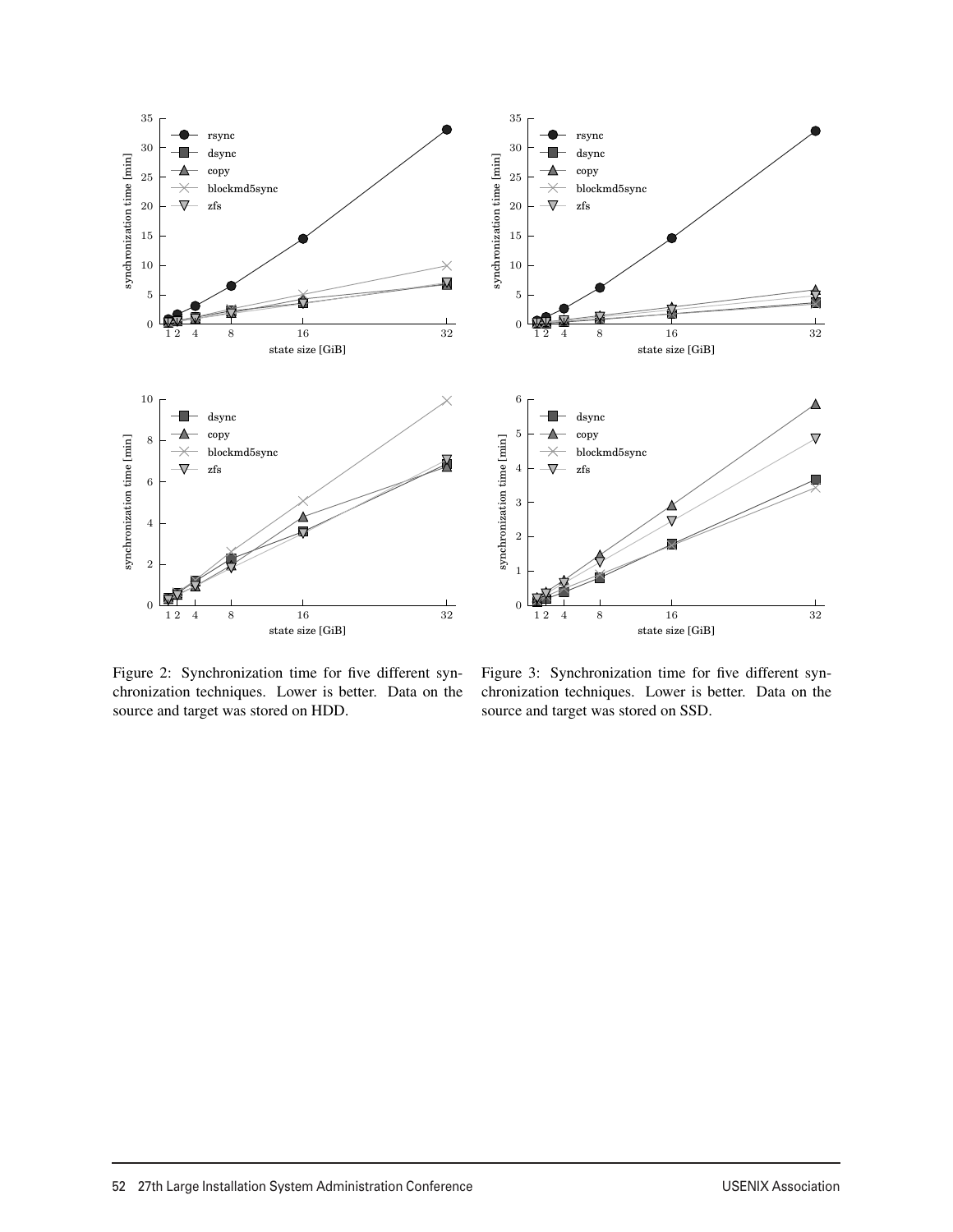Figure 2: Synchronization time for five different synchronization techniques. Lower is better. Data on the source and target was stored on HDD.

Figure 3: Synchronization time for five different synchronization techniques. Lower is better. Data on the source and target was stored on SSD.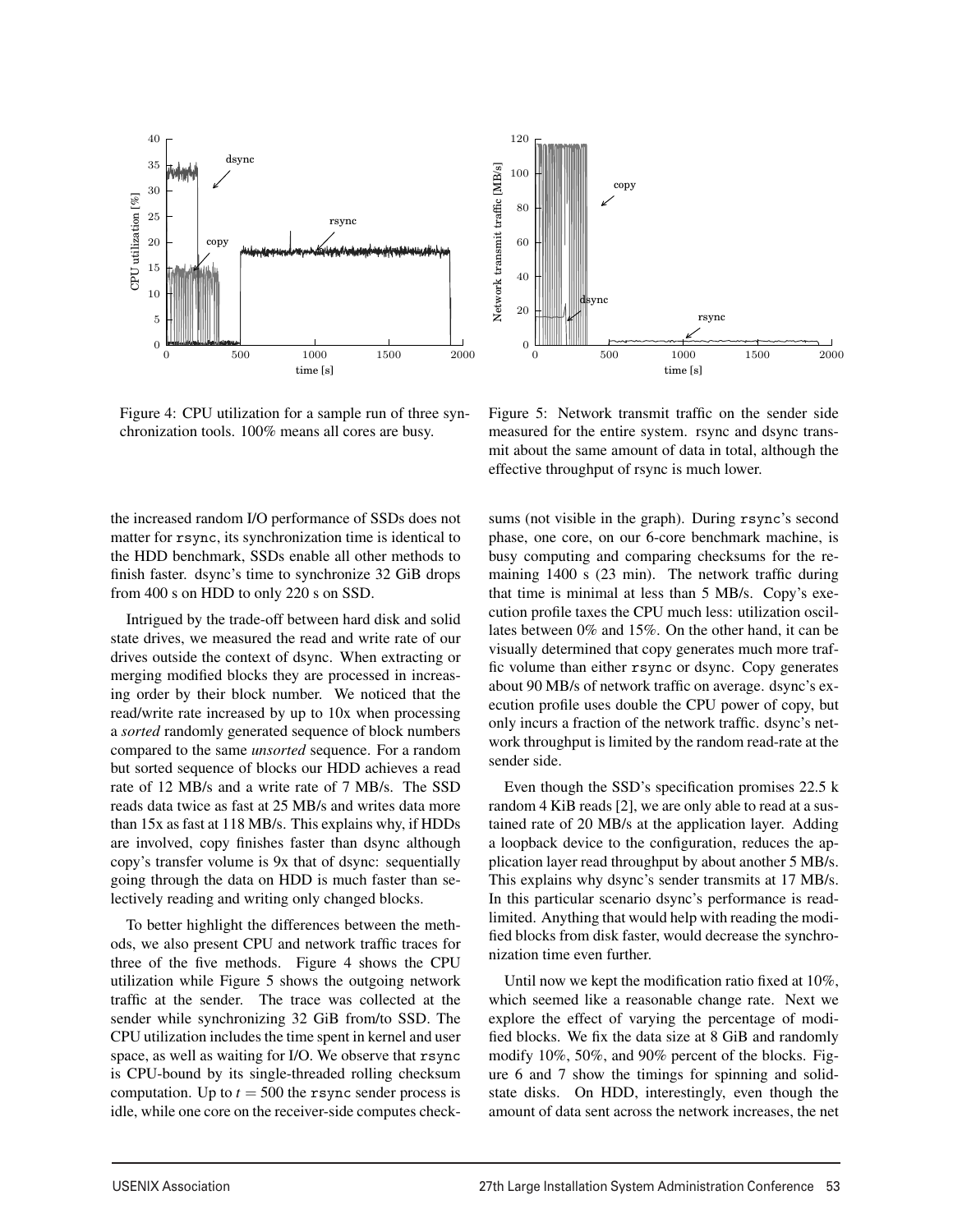Figure 4: CPU utilization for a sample run of three synchronization tools. 100% means all cores are busy.

Figure 5: Network transmit traffic on the sender side measured for the entire system. rsync and dsync transmit about the same amount of data in total, although the effective throughput of rsync is much lower.

the increased random I/O performance of SSDs does not matter for rsync, its synchronization time is identical to the HDD benchmark, SSDs enable all other methods to finish faster. dsync's time to synchronize 32 GiB drops from 400 s on HDD to only 220 s on SSD.

Intrigued by the trade-off between hard disk and solid state drives, we measured the read and write rate of our drives outside the context of dsync. When extracting or merging modified blocks they are processed in increasing order by their block number. We noticed that the read/write rate increased by up to 10x when processing a *sorted* randomly generated sequence of block numbers compared to the same *unsorted* sequence. For a random but sorted sequence of blocks our HDD achieves a read rate of 12 MB/s and a write rate of 7 MB/s. The SSD reads data twice as fast at 25 MB/s and writes data more than 15x as fast at 118 MB/s. This explains why, if HDDs are involved, copy finishes faster than dsync although copy's transfer volume is 9x that of dsync: sequentially going through the data on HDD is much faster than selectively reading and writing only changed blocks.

To better highlight the differences between the methods, we also present CPU and network traffic traces for three of the five methods. Figure 4 shows the CPU utilization while Figure 5 shows the outgoing network traffic at the sender. The trace was collected at the sender while synchronizing 32 GiB from/to SSD. The CPU utilization includes the time spent in kernel and user space, as well as waiting for I/O. We observe that rsync is CPU-bound by its single-threaded rolling checksum computation. Up to $t = 500$ the rsync sender process is idle, while one core on the receiver-side computes checksums (not visible in the graph). During rsync's second phase, one core, on our 6-core benchmark machine, is busy computing and comparing checksums for the remaining 1400 s (23 min). The network traffic during that time is minimal at less than 5 MB/s. Copy's execution profile taxes the CPU much less: utilization oscillates between 0% and 15%. On the other hand, it can be visually determined that copy generates much more traffic volume than either rsync or dsync. Copy generates about 90 MB/s of network traffic on average. dsync's execution profile uses double the CPU power of copy, but only incurs a fraction of the network traffic. dsync's network throughput is limited by the random read-rate at the sender side.

Even though the SSD's specification promises 22.5 k random 4 KiB reads [2], we are only able to read at a sustained rate of 20 MB/s at the application layer. Adding a loopback device to the configuration, reduces the application layer read throughput by about another 5 MB/s. This explains why dsync's sender transmits at 17 MB/s. In this particular scenario dsync's performance is read-limited. Anything that would help with reading the modified blocks from disk faster, would decrease the synchronization time even further.

Until now we kept the modification ratio fixed at 10%, which seemed like a reasonable change rate. Next we explore the effect of varying the percentage of modified blocks. We fix the data size at 8 GiB and randomly modify 10%, 50%, and 90% percent of the blocks. Figure 6 and 7 show the timings for spinning and solid-state disks. On HDD, interestingly, even though the amount of data sent across the network increases, the net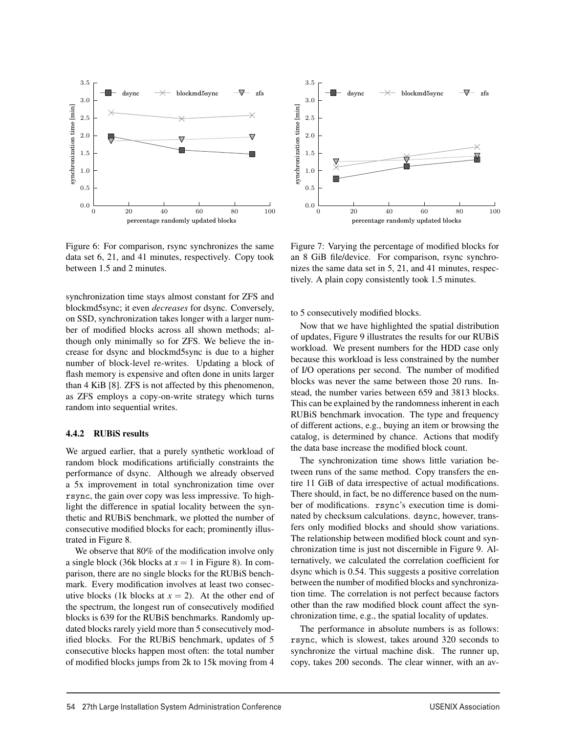Figure 6: For comparison, rsync synchronizes the same data set 6, 21, and 41 minutes, respectively. Copy took between 1.5 and 2 minutes.

Figure 7: Varying the percentage of modified blocks for an 8 GiB file/device. For comparison, rsync synchronizes the same data set in 5, 21, and 41 minutes, respectively. A plain copy consistently took 1.5 minutes.

synchronization time stays almost constant for ZFS and blockmd5sync; it even *decreases* for dsync. Conversely, on SSD, synchronization takes longer with a larger number of modified blocks across all shown methods; although only minimally so for ZFS. We believe the increase for dsync and blockmd5sync is due to a higher number of block-level re-writes. Updating a block of flash memory is expensive and often done in units larger than 4 KiB [8]. ZFS is not affected by this phenomenon, as ZFS employs a copy-on-write strategy which turns random into sequential writes.

#### 4.4.2 RUBiS results

We argued earlier, that a purely synthetic workload of random block modifications artificially constraints the performance of dsync. Although we already observed a 5x improvement in total synchronization time over `rsync`, the gain over copy was less impressive. To highlight the difference in spatial locality between the synthetic and RUBiS benchmark, we plotted the number of consecutive modified blocks for each; prominently illustrated in Figure 8.

We observe that 80% of the modification involve only a single block (36k blocks at $x = 1$ in Figure 8). In comparison, there are no single blocks for the RUBiS benchmark. Every modification involves at least two consecutive blocks (1k blocks at $x = 2$). At the other end of the spectrum, the longest run of consecutively modified blocks is 639 for the RUBiS benchmarks. Randomly updated blocks rarely yield more than 5 consecutively modified blocks. For the RUBiS benchmark, updates of 5 consecutive blocks happen most often: the total number of modified blocks jumps from 2k to 15k moving from 4 to 5 consecutively modified blocks.

Now that we have highlighted the spatial distribution of updates, Figure 9 illustrates the results for our RUBiS workload. We present numbers for the HDD case only because this workload is less constrained by the number of I/O operations per second. The number of modified blocks was never the same between those 20 runs. Instead, the number varies between 659 and 3813 blocks. This can be explained by the randomness inherent in each RUBiS benchmark invocation. The type and frequency of different actions, e.g., buying an item or browsing the catalog, is determined by chance. Actions that modify the data base increase the modified block count.

The synchronization time shows little variation between runs of the same method. Copy transfers the entire 11 GiB of data irrespective of actual modifications. There should, in fact, be no difference based on the number of modifications. `rsync`'s execution time is dominated by checksum calculations. `dsync`, however, transfers only modified blocks and should show variations. The relationship between modified block count and synchronization time is just not discernible in Figure 9. Alternatively, we calculated the correlation coefficient for dsync which is 0.54. This suggests a positive correlation between the number of modified blocks and synchronization time. The correlation is not perfect because factors other than the raw modified block count affect the synchronization time, e.g., the spatial locality of updates.

The performance in absolute numbers is as follows: `rsync`, which is slowest, takes around 320 seconds to synchronize the virtual machine disk. The runner up, copy, takes 200 seconds. The clear winner, with an av-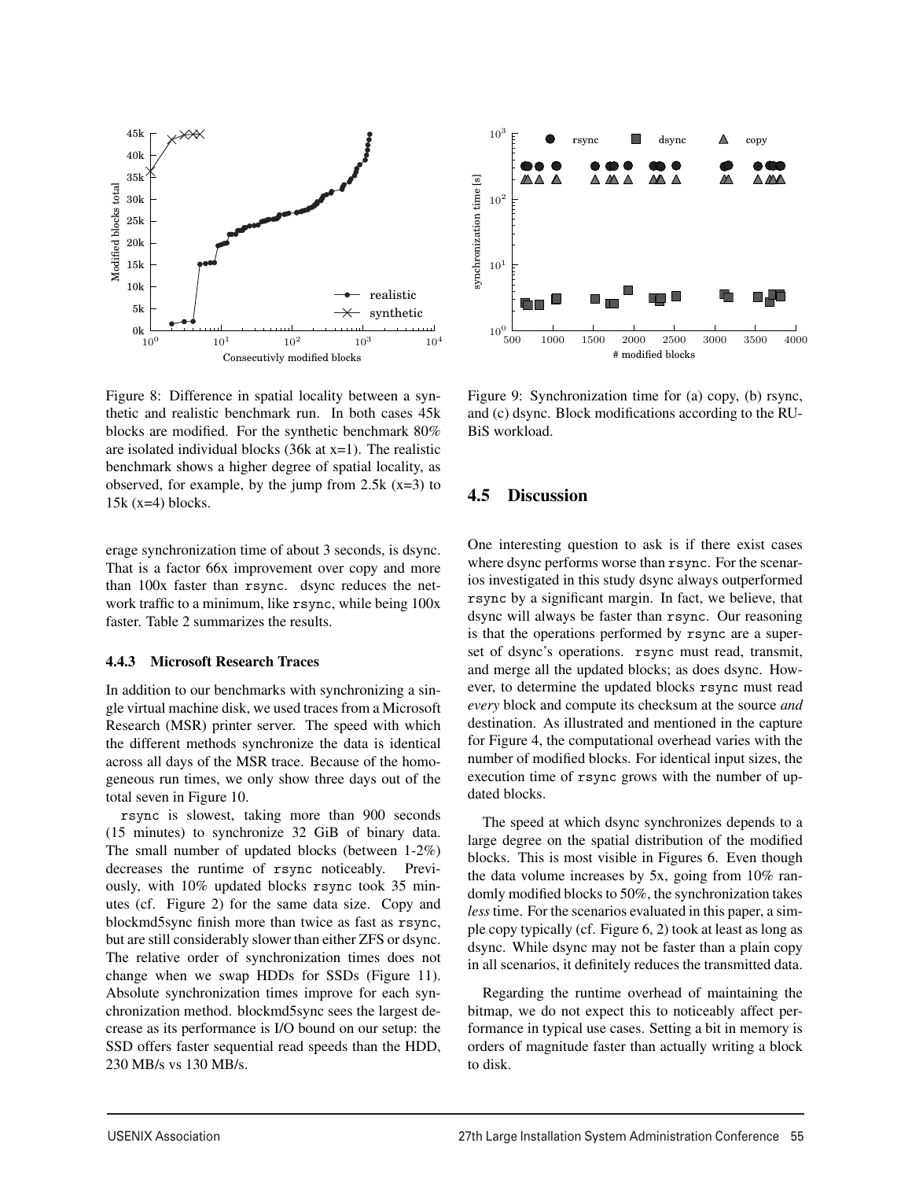Figure 8: Difference in spatial locality between a synthetic and realistic benchmark run. In both cases 45k blocks are modified. For the synthetic benchmark 80% are isolated individual blocks (36k at x=1). The realistic benchmark shows a higher degree of spatial locality, as observed, for example, by the jump from 2.5k (x=3) to 15k (x=4) blocks.

erage synchronization time of about 3 seconds, is dsync. That is a factor 66x improvement over copy and more than 100x faster than rsync. dsync reduces the network traffic to a minimum, like rsync, while being 100x faster. Table 2 summarizes the results.

#### 4.4.3 Microsoft Research Traces

In addition to our benchmarks with synchronizing a single virtual machine disk, we used traces from a Microsoft Research (MSR) printer server. The speed with which the different methods synchronize the data is identical across all days of the MSR trace. Because of the homogeneous run times, we only show three days out of the total seven in Figure 10.

rsync is slowest, taking more than 900 seconds (15 minutes) to synchronize 32 GiB of binary data. The small number of updated blocks (between 1-2%) decreases the runtime of rsync noticeably. Previously, with 10% updated blocks rsync took 35 minutes (cf. Figure 2) for the same data size. Copy and blockmd5sync finish more than twice as fast as rsync, but are still considerably slower than either ZFS or dsync. The relative order of synchronization times does not change when we swap HDDs for SSDs (Figure 11). Absolute synchronization times improve for each synchronization method. blockmd5sync sees the largest decrease as its performance is I/O bound on our setup: the SSD offers faster sequential read speeds than the HDD, 230 MB/s vs 130 MB/s.

Figure 9: Synchronization time for (a) copy, (b) rsync, and (c) dsync. Block modifications according to the RUBiS workload.

### 4.5 Discussion

One interesting question to ask is if there exist cases where dsync performs worse than rsync. For the scenarios investigated in this study dsync always outperformed rsync by a significant margin. In fact, we believe, that dsync will always be faster than rsync. Our reasoning is that the operations performed by rsync are a superset of dsync's operations. rsync must read, transmit, and merge all the updated blocks; as does dsync. However, to determine the updated blocks rsync must read *every* block and compute its checksum at the source *and* destination. As illustrated and mentioned in the capture for Figure 4, the computational overhead varies with the number of modified blocks. For identical input sizes, the execution time of rsync grows with the number of updated blocks.

The speed at which dsync synchronizes depends to a large degree on the spatial distribution of the modified blocks. This is most visible in Figures 6. Even though the data volume increases by 5x, going from 10% randomly modified blocks to 50%, the synchronization takes *less* time. For the scenarios evaluated in this paper, a simple copy typically (cf. Figure 6, 2) took at least as long as dsync. While dsync may not be faster than a plain copy in all scenarios, it definitely reduces the transmitted data.

Regarding the runtime overhead of maintaining the bitmap, we do not expect this to noticeably affect performance in typical use cases. Setting a bit in memory is orders of magnitude faster than actually writing a block to disk.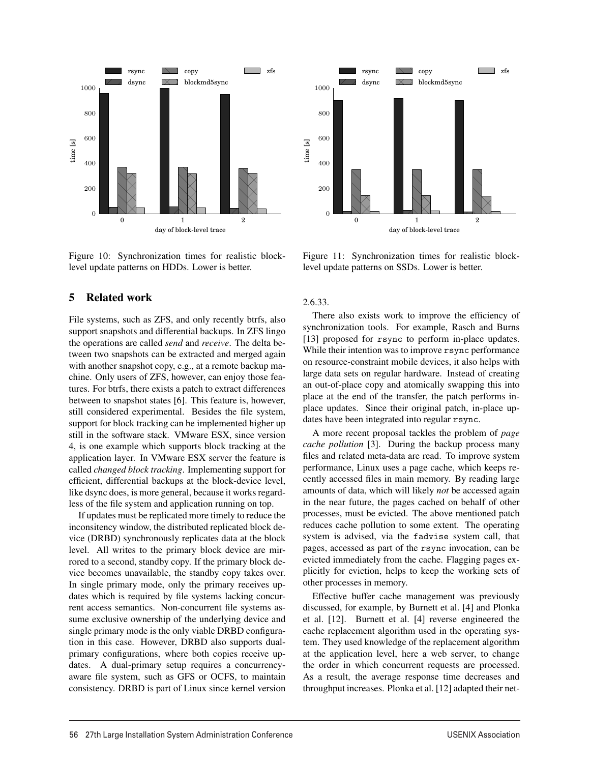Figure 10: Synchronization times for realistic block-level update patterns on HDDs. Lower is better.

Figure 11: Synchronization times for realistic block-level update patterns on SSDs. Lower is better.

## 5 Related work

File systems, such as ZFS, and only recently btrfs, also support snapshots and differential backups. In ZFS lingo the operations are called *send* and *receive*. The delta between two snapshots can be extracted and merged again with another snapshot copy, e.g., at a remote backup machine. Only users of ZFS, however, can enjoy those features. For btrfs, there exists a patch to extract differences between to snapshot states [6]. This feature is, however, still considered experimental. Besides the file system, support for block tracking can be implemented higher up still in the software stack. VMware ESX, since version 4, is one example which supports block tracking at the application layer. In VMware ESX server the feature is called *changed block tracking*. Implementing support for efficient, differential backups at the block-device level, like dsync does, is more general, because it works regardless of the file system and application running on top.

If updates must be replicated more timely to reduce the inconsitency window, the distributed replicated block device (DRBD) synchronously replicates data at the block level. All writes to the primary block device are mirrored to a second, standby copy. If the primary block device becomes unavailable, the standby copy takes over. In single primary mode, only the primary receives updates which is required by file systems lacking concurrent access semantics. Non-concurrent file systems assume exclusive ownership of the underlying device and single primary mode is the only viable DRBD configuration in this case. However, DRBD also supports dual-primary configurations, where both copies receive updates. A dual-primary setup requires a concurrency-aware file system, such as GFS or OCFS, to maintain consistency. DRBD is part of Linux since kernel version 2.6.33.

There also exists work to improve the efficiency of synchronization tools. For example, Rasch and Burns [13] proposed for `rsync` to perform in-place updates. While their intention was to improve `rsync` performance on resource-constraint mobile devices, it also helps with large data sets on regular hardware. Instead of creating an out-of-place copy and atomically swapping this into place at the end of the transfer, the patch performs in-place updates. Since their original patch, in-place updates have been integrated into regular `rsync`.

A more recent proposal tackles the problem of *page cache pollution* [3]. During the backup process many files and related meta-data are read. To improve system performance, Linux uses a page cache, which keeps recently accessed files in main memory. By reading large amounts of data, which will likely *not* be accessed again in the near future, the pages cached on behalf of other processes, must be evicted. The above mentioned patch reduces cache pollution to some extent. The operating system is advised, via the `fadvise` system call, that pages, accessed as part of the `rsync` invocation, can be evicted immediately from the cache. Flagging pages explicitly for eviction, helps to keep the working sets of other processes in memory.

Effective buffer cache management was previously discussed, for example, by Burnett et al. [4] and Plonka et al. [12]. Burnett et al. [4] reverse engineered the cache replacement algorithm used in the operating system. They used knowledge of the replacement algorithm at the application level, here a web server, to change the order in which concurrent requests are processed. As a result, the average response time decreases and throughput increases. Plonka et al. [12] adapted their net-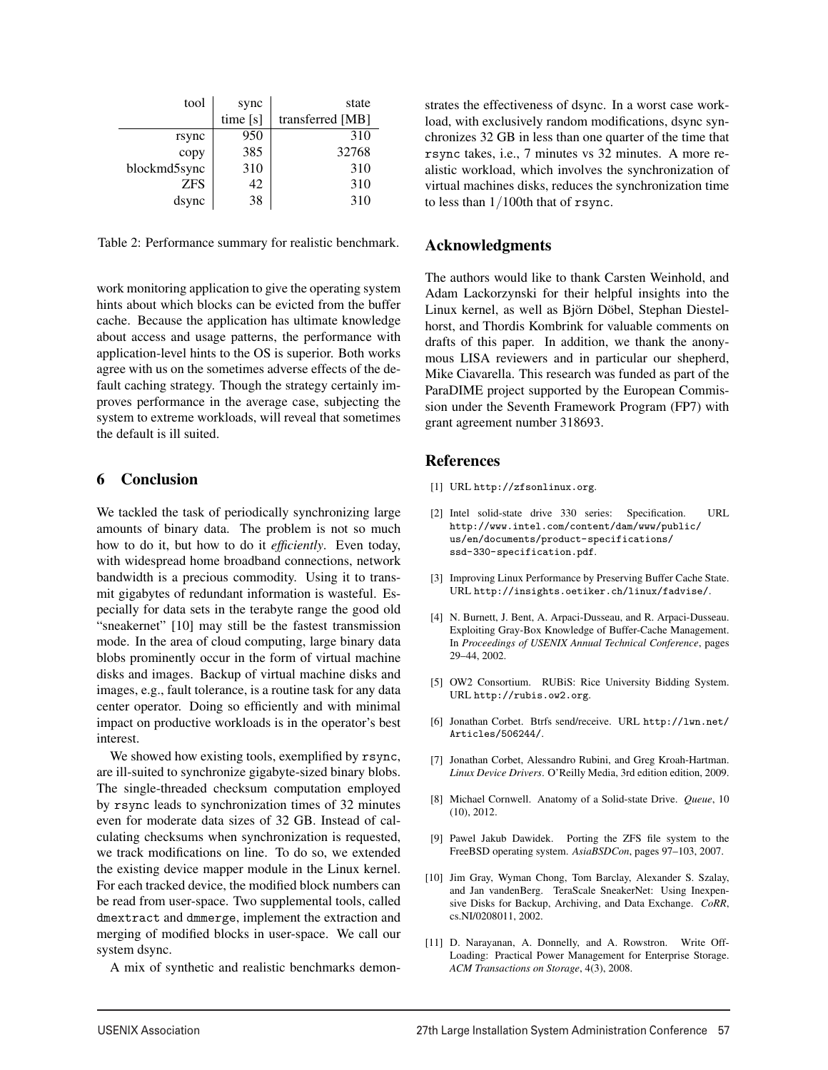| tool | sync time [s] | state transferred [MB] |
|---|---|---|
| rsync | 950 | 310 |
| copy | 385 | 32768 |
| blockmd5sync | 310 | 310 |
| ZFS | 42 | 310 |
| dsync | 38 | 310 |

Table 2: Performance summary for realistic benchmark.

work monitoring application to give the operating system hints about which blocks can be evicted from the buffer cache. Because the application has ultimate knowledge about access and usage patterns, the performance with application-level hints to the OS is superior. Both works agree with us on the sometimes adverse effects of the default caching strategy. Though the strategy certainly improves performance in the average case, subjecting the system to extreme workloads, will reveal that sometimes the default is ill suited.

## 6 Conclusion

We tackled the task of periodically synchronizing large amounts of binary data. The problem is not so much how to do it, but how to do it *efficiently*. Even today, with widespread home broadband connections, network bandwidth is a precious commodity. Using it to transmit gigabytes of redundant information is wasteful. Especially for data sets in the terabyte range the good old "sneakernet" [10] may still be the fastest transmission mode. In the area of cloud computing, large binary data blobs prominently occur in the form of virtual machine disks and images. Backup of virtual machine disks and images, e.g., fault tolerance, is a routine task for any data center operator. Doing so efficiently and with minimal impact on productive workloads is in the operator's best interest.

We showed how existing tools, exemplified by `rsync`, are ill-suited to synchronize gigabyte-sized binary blobs. The single-threaded checksum computation employed by `rsync` leads to synchronization times of 32 minutes even for moderate data sizes of 32 GB. Instead of calculating checksums when synchronization is requested, we track modifications on line. To do so, we extended the existing device mapper module in the Linux kernel. For each tracked device, the modified block numbers can be read from user-space. Two supplemental tools, called `dmextract` and `dmmerge`, implement the extraction and merging of modified blocks in user-space. We call our system dsync.

A mix of synthetic and realistic benchmarks demonstrates the effectiveness of dsync. In a worst case workload, with exclusively random modifications, dsync synchronizes 32 GB in less than one quarter of the time that `rsync` takes, i.e., 7 minutes vs 32 minutes. A more realistic workload, which involves the synchronization of virtual machines disks, reduces the synchronization time to less than $1/100$th that of `rsync`.

## Acknowledgments

The authors would like to thank Carsten Weinhold, and Adam Lackorzynski for their helpful insights into the Linux kernel, as well as Björn Döbel, Stephan Diestelhorst, and Thordis Kombrink for valuable comments on drafts of this paper. In addition, we thank the anonymous LISA reviewers and in particular our shepherd, Mike Ciavarella. This research was funded as part of the ParaDIME project supported by the European Commission under the Seventh Framework Program (FP7) with grant agreement number 318693.

## References

[1] URL http://zfsonlinux.org.

[2] Intel solid-state drive 330 series: Specification. URL http://www.intel.com/content/dam/www/public/us/en/documents/product-specifications/ssd-330-specification.pdf.

[3] Improving Linux Performance by Preserving Buffer Cache State. URL http://insights.oetiker.ch/linux/fadvise/.

[4] N. Burnett, J. Bent, A. Arpaci-Dusseau, and R. Arpaci-Dusseau. Exploiting Gray-Box Knowledge of Buffer-Cache Management. In *Proceedings of USENIX Annual Technical Conference*, pages 29–44, 2002.

[5] OW2 Consortium. RUBiS: Rice University Bidding System. URL http://rubis.ow2.org.

[6] Jonathan Corbet. Btrfs send/receive. URL http://lwn.net/Articles/506244/.

[7] Jonathan Corbet, Alessandro Rubini, and Greg Kroah-Hartman. *Linux Device Drivers*. O'Reilly Media, 3rd edition edition, 2009.

[8] Michael Cornwell. Anatomy of a Solid-state Drive. *Queue*, 10 (10), 2012.

[9] Pawel Jakub Dawidek. Porting the ZFS file system to the FreeBSD operating system. *AsiaBSDCon*, pages 97–103, 2007.

[10] Jim Gray, Wyman Chong, Tom Barclay, Alexander S. Szalay, and Jan vandenBerg. TeraScale SneakerNet: Using Inexpensive Disks for Backup, Archiving, and Data Exchange. *CoRR*, cs.NI/0208011, 2002.

[11] D. Narayanan, A. Donnelly, and A. Rowstron. Write Off-Loading: Practical Power Management for Enterprise Storage. *ACM Transactions on Storage*, 4(3), 2008.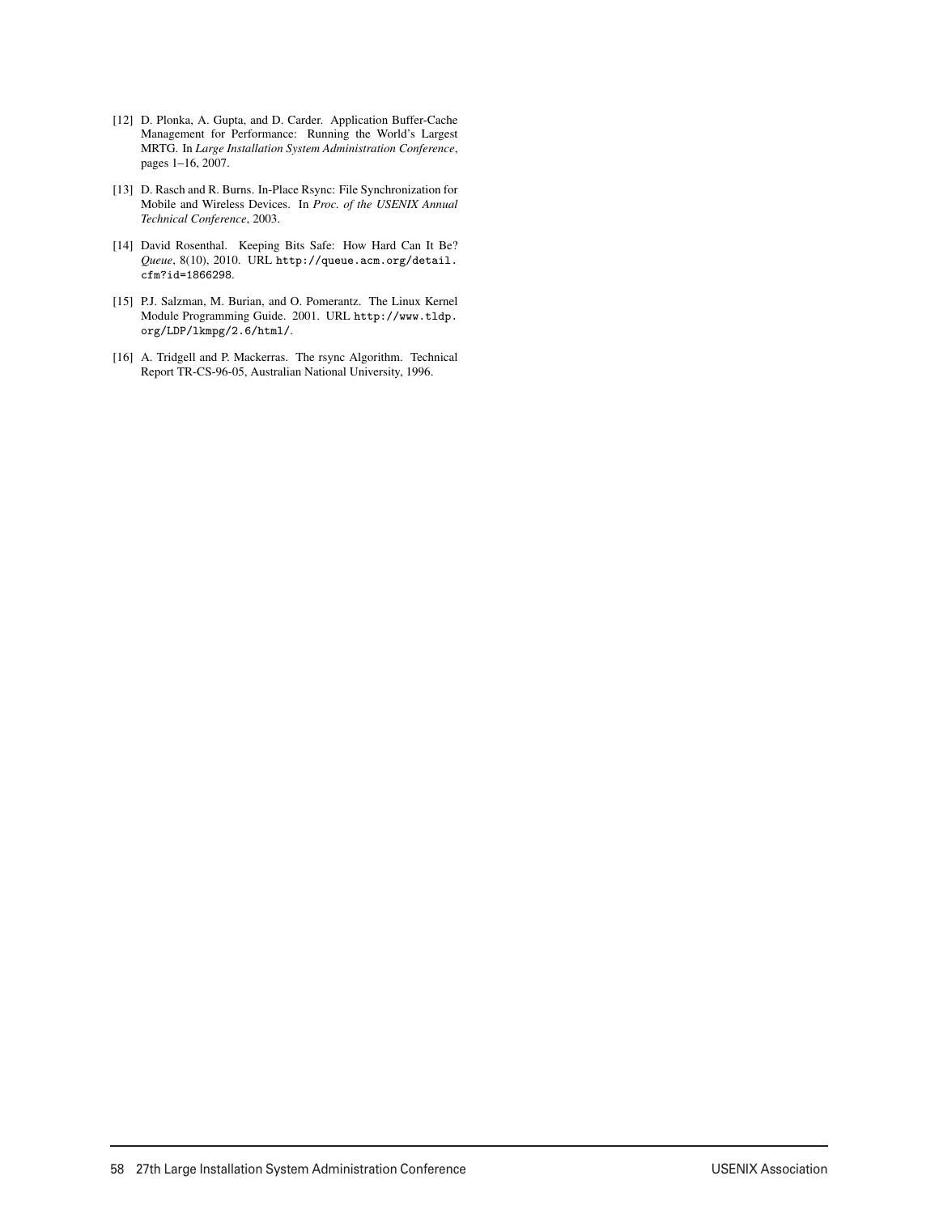[12] D. Plonka, A. Gupta, and D. Carder. Application Buffer-Cache Management for Performance: Running the World's Largest MRTG. In *Large Installation System Administration Conference*, pages 1–16, 2007.

[13] D. Rasch and R. Burns. In-Place Rsync: File Synchronization for Mobile and Wireless Devices. In *Proc. of the USENIX Annual Technical Conference*, 2003.

[14] David Rosenthal. Keeping Bits Safe: How Hard Can It Be? *Queue*, 8(10), 2010. URL `http://queue.acm.org/detail.cfm?id=1866298`.

[15] P.J. Salzman, M. Burian, and O. Pomerantz. The Linux Kernel Module Programming Guide. 2001. URL `http://www.tldp.org/LDP/lkmpg/2.6/html/`.

[16] A. Tridgell and P. Mackerras. The rsync Algorithm. Technical Report TR-CS-96-05, Australian National University, 1996.